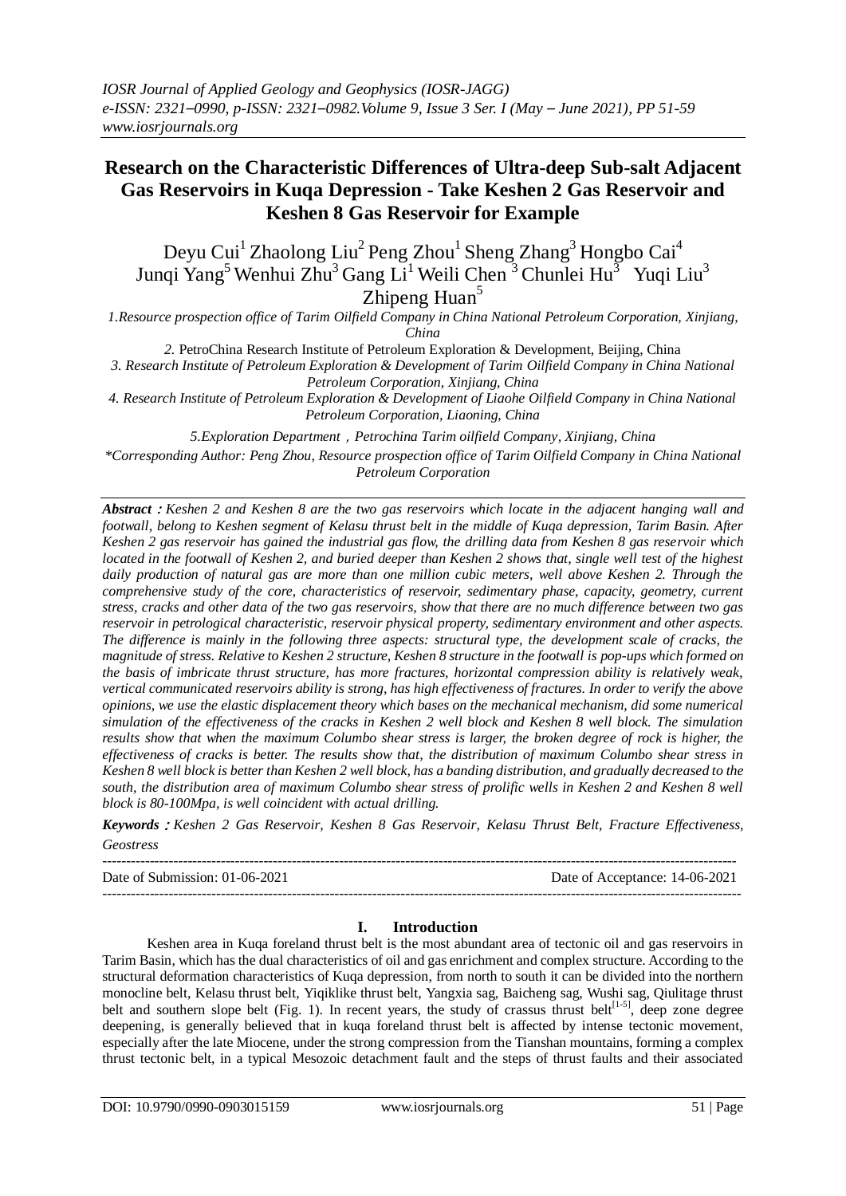# Research on the Characteristic Differences of Ultra-deep Sub-salt Adjacent Gas Reservoirs in Kuqa Depression - Take Keshen 2 Gas Reservoir and Keshen 8 Gas Reservoir for Example

Deyu Cui[1] Zhaolong Liu[2] Peng Zhou[1] Sheng Zhang[3] Hongbo Cai[4] Junqi Yang[5] Wenhui Zhu[3] Gang Li[1] Weili Chen [3] Chunlei Hu[3] Yuqi Liu[3] Zhipeng Huan[5]

1.Resource prospection office of Tarim Oilfield Company in China National Petroleum Corporation, Xinjiang, China

2. PetroChina Research Institute of Petroleum Exploration & Development, Beijing, China

3. Research Institute of Petroleum Exploration & Development of Tarim Oilfield Company in China National Petroleum Corporation, Xinjiang, China

4. Research Institute of Petroleum Exploration & Development of Liaohe Oilfield Company in China National Petroleum Corporation, Liaoning, China

5.Exploration Department，Petrochina Tarim oilfield Company, Xinjiang, China

*Corresponding Author: Peng Zhou, Resource prospection office of Tarim Oilfield Company in China National Petroleum Corporation

***Abstract*：** *Keshen 2 and Keshen 8 are the two gas reservoirs which locate in the adjacent hanging wall and footwall, belong to Keshen segment of Kelasu thrust belt in the middle of Kuqa depression, Tarim Basin. After Keshen 2 gas reservoir has gained the industrial gas flow, the drilling data from Keshen 8 gas reservoir which located in the footwall of Keshen 2, and buried deeper than Keshen 2 shows that, single well test of the highest daily production of natural gas are more than one million cubic meters, well above Keshen 2. Through the comprehensive study of the core, characteristics of reservoir, sedimentary phase, capacity, geometry, current stress, cracks and other data of the two gas reservoirs, show that there are no much difference between two gas reservoir in petrological characteristic, reservoir physical property, sedimentary environment and other aspects. The difference is mainly in the following three aspects: structural type, the development scale of cracks, the magnitude of stress. Relative to Keshen 2 structure, Keshen 8 structure in the footwall is pop-ups which formed on the basis of imbricate thrust structure, has more fractures, horizontal compression ability is relatively weak, vertical communicated reservoirs ability is strong, has high effectiveness of fractures. In order to verify the above opinions, we use the elastic displacement theory which bases on the mechanical mechanism, did some numerical simulation of the effectiveness of the cracks in Keshen 2 well block and Keshen 8 well block. The simulation results show that when the maximum Columbo shear stress is larger, the broken degree of rock is higher, the effectiveness of cracks is better. The results show that, the distribution of maximum Columbo shear stress in Keshen 8 well block is better than Keshen 2 well block, has a banding distribution, and gradually decreased to the south, the distribution area of maximum Columbo shear stress of prolific wells in Keshen 2 and Keshen 8 well block is 80-100Mpa, is well coincident with actual drilling.*

***Keywords*：** *Keshen 2 Gas Reservoir, Keshen 8 Gas Reservoir, Kelasu Thrust Belt, Fracture Effectiveness, Geostress*

---

Date of Submission: 01-06-2021 Date of Acceptance: 14-06-2021

---

## I. Introduction

Keshen area in Kuqa foreland thrust belt is the most abundant area of tectonic oil and gas reservoirs in Tarim Basin, which has the dual characteristics of oil and gas enrichment and complex structure. According to the structural deformation characteristics of Kuqa depression, from north to south it can be divided into the northern monocline belt, Kelasu thrust belt, Yiqiklike thrust belt, Yangxia sag, Baicheng sag, Wushi sag, Qiulitage thrust belt and southern slope belt (Fig. 1). In recent years, the study of crassus thrust belt[1-5], deep zone degree deepening, is generally believed that in kuqa foreland thrust belt is affected by intense tectonic movement, especially after the late Miocene, under the strong compression from the Tianshan mountains, forming a complex thrust tectonic belt, in a typical Mesozoic detachment fault and the steps of thrust faults and their associated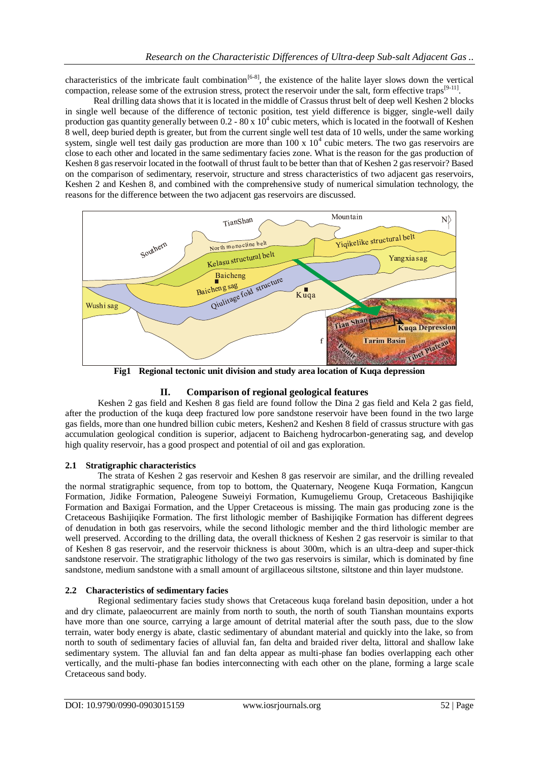characteristics of the imbricate fault combination[6-8], the existence of the halite layer slows down the vertical compaction, release some of the extrusion stress, protect the reservoir under the salt, form effective traps[9-11].

Real drilling data shows that it is located in the middle of Crassus thrust belt of deep well Keshen 2 blocks in single well because of the difference of tectonic position, test yield difference is bigger, single-well daily production gas quantity generally between 0.2 - 80 x $10^4$ cubic meters, which is located in the footwall of Keshen 8 well, deep buried depth is greater, but from the current single well test data of 10 wells, under the same working system, single well test daily gas production are more than 100 x $10^4$ cubic meters. The two gas reservoirs are close to each other and located in the same sedimentary facies zone. What is the reason for the gas production of Keshen 8 gas reservoir located in the footwall of thrust fault to be better than that of Keshen 2 gas reservoir? Based on the comparison of sedimentary, reservoir, structure and stress characteristics of two adjacent gas reservoirs, Keshen 2 and Keshen 8, and combined with the comprehensive study of numerical simulation technology, the reasons for the difference between the two adjacent gas reservoirs are discussed.

**Fig1 Regional tectonic unit division and study area location of Kuqa depression**

## II. Comparison of regional geological features

Keshen 2 gas field and Keshen 8 gas field are found follow the Dina 2 gas field and Kela 2 gas field, after the production of the kuqa deep fractured low pore sandstone reservoir have been found in the two large gas fields, more than one hundred billion cubic meters, Keshen2 and Keshen 8 field of crassus structure with gas accumulation geological condition is superior, adjacent to Baicheng hydrocarbon-generating sag, and develop high quality reservoir, has a good prospect and potential of oil and gas exploration.

### 2.1 Stratigraphic characteristics

The strata of Keshen 2 gas reservoir and Keshen 8 gas reservoir are similar, and the drilling revealed the normal stratigraphic sequence, from top to bottom, the Quaternary, Neogene Kuqa Formation, Kangcun Formation, Jidike Formation, Paleogene Suweiyi Formation, Kumugeliemu Group, Cretaceous Bashijiqike Formation and Baxigai Formation, and the Upper Cretaceous is missing. The main gas producing zone is the Cretaceous Bashijiqike Formation. The first lithologic member of Bashijiqike Formation has different degrees of denudation in both gas reservoirs, while the second lithologic member and the third lithologic member are well preserved. According to the drilling data, the overall thickness of Keshen 2 gas reservoir is similar to that of Keshen 8 gas reservoir, and the reservoir thickness is about 300m, which is an ultra-deep and super-thick sandstone reservoir. The stratigraphic lithology of the two gas reservoirs is similar, which is dominated by fine sandstone, medium sandstone with a small amount of argillaceous siltstone, siltstone and thin layer mudstone.

### 2.2 Characteristics of sedimentary facies

Regional sedimentary facies study shows that Cretaceous kuqa foreland basin deposition, under a hot and dry climate, palaeocurrent are mainly from north to south, the north of south Tianshan mountains exports have more than one source, carrying a large amount of detrital material after the south pass, due to the slow terrain, water body energy is abate, clastic sedimentary of abundant material and quickly into the lake, so from north to south of sedimentary facies of alluvial fan, fan delta and braided river delta, littoral and shallow lake sedimentary system. The alluvial fan and fan delta appear as multi-phase fan bodies overlapping each other vertically, and the multi-phase fan bodies interconnecting with each other on the plane, forming a large scale Cretaceous sand body.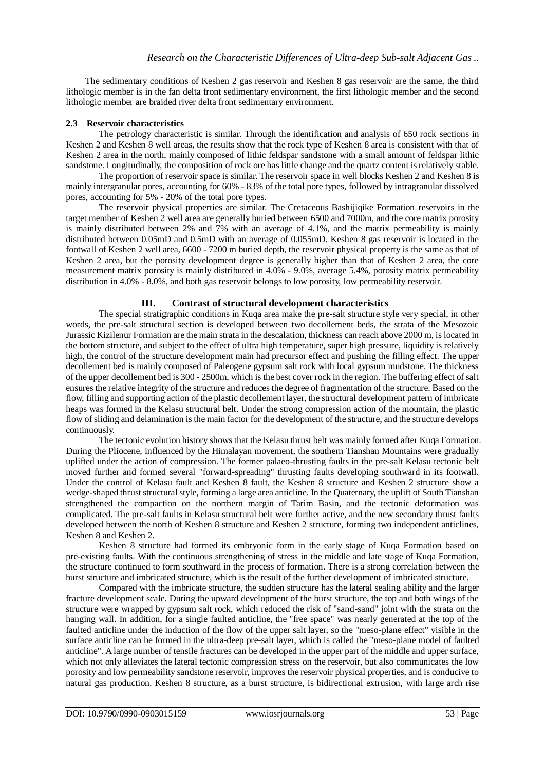The sedimentary conditions of Keshen 2 gas reservoir and Keshen 8 gas reservoir are the same, the third lithologic member is in the fan delta front sedimentary environment, the first lithologic member and the second lithologic member are braided river delta front sedimentary environment.

### 2.3 Reservoir characteristics

The petrology characteristic is similar. Through the identification and analysis of 650 rock sections in Keshen 2 and Keshen 8 well areas, the results show that the rock type of Keshen 8 area is consistent with that of Keshen 2 area in the north, mainly composed of lithic feldspar sandstone with a small amount of feldspar lithic sandstone. Longitudinally, the composition of rock ore has little change and the quartz content is relatively stable.

The proportion of reservoir space is similar. The reservoir space in well blocks Keshen 2 and Keshen 8 is mainly intergranular pores, accounting for 60% - 83% of the total pore types, followed by intragranular dissolved pores, accounting for 5% - 20% of the total pore types.

The reservoir physical properties are similar. The Cretaceous Bashijiqike Formation reservoirs in the target member of Keshen 2 well area are generally buried between 6500 and 7000m, and the core matrix porosity is mainly distributed between 2% and 7% with an average of 4.1%, and the matrix permeability is mainly distributed between 0.05mD and 0.5mD with an average of 0.055mD. Keshen 8 gas reservoir is located in the footwall of Keshen 2 well area, 6600 - 7200 m buried depth, the reservoir physical property is the same as that of Keshen 2 area, but the porosity development degree is generally higher than that of Keshen 2 area, the core measurement matrix porosity is mainly distributed in 4.0% - 9.0%, average 5.4%, porosity matrix permeability distribution in 4.0% - 8.0%, and both gas reservoir belongs to low porosity, low permeability reservoir.

## III. Contrast of structural development characteristics

The special stratigraphic conditions in Kuqa area make the pre-salt structure style very special, in other words, the pre-salt structural section is developed between two decollement beds, the strata of the Mesozoic Jurassic Kizilenur Formation are the main strata in the descalation, thickness can reach above 2000 m, is located in the bottom structure, and subject to the effect of ultra high temperature, super high pressure, liquidity is relatively high, the control of the structure development main had precursor effect and pushing the filling effect. The upper decollement bed is mainly composed of Paleogene gypsum salt rock with local gypsum mudstone. The thickness of the upper decollement bed is 300 - 2500m, which is the best cover rock in the region. The buffering effect of salt ensures the relative integrity of the structure and reduces the degree of fragmentation of the structure. Based on the flow, filling and supporting action of the plastic decollement layer, the structural development pattern of imbricate heaps was formed in the Kelasu structural belt. Under the strong compression action of the mountain, the plastic flow of sliding and delamination is the main factor for the development of the structure, and the structure develops continuously.

The tectonic evolution history shows that the Kelasu thrust belt was mainly formed after Kuqa Formation. During the Pliocene, influenced by the Himalayan movement, the southern Tianshan Mountains were gradually uplifted under the action of compression. The former palaeo-thrusting faults in the pre-salt Kelasu tectonic belt moved further and formed several "forward-spreading" thrusting faults developing southward in its footwall. Under the control of Kelasu fault and Keshen 8 fault, the Keshen 8 structure and Keshen 2 structure show a wedge-shaped thrust structural style, forming a large area anticline. In the Quaternary, the uplift of South Tianshan strengthened the compaction on the northern margin of Tarim Basin, and the tectonic deformation was complicated. The pre-salt faults in Kelasu structural belt were further active, and the new secondary thrust faults developed between the north of Keshen 8 structure and Keshen 2 structure, forming two independent anticlines, Keshen 8 and Keshen 2.

Keshen 8 structure had formed its embryonic form in the early stage of Kuqa Formation based on pre-existing faults. With the continuous strengthening of stress in the middle and late stage of Kuqa Formation, the structure continued to form southward in the process of formation. There is a strong correlation between the burst structure and imbricated structure, which is the result of the further development of imbricated structure.

Compared with the imbricate structure, the sudden structure has the lateral sealing ability and the larger fracture development scale. During the upward development of the burst structure, the top and both wings of the structure were wrapped by gypsum salt rock, which reduced the risk of "sand-sand" joint with the strata on the hanging wall. In addition, for a single faulted anticline, the "free space" was nearly generated at the top of the faulted anticline under the induction of the flow of the upper salt layer, so the "meso-plane effect" visible in the surface anticline can be formed in the ultra-deep pre-salt layer, which is called the "meso-plane model of faulted anticline". A large number of tensile fractures can be developed in the upper part of the middle and upper surface, which not only alleviates the lateral tectonic compression stress on the reservoir, but also communicates the low porosity and low permeability sandstone reservoir, improves the reservoir physical properties, and is conducive to natural gas production. Keshen 8 structure, as a burst structure, is bidirectional extrusion, with large arch rise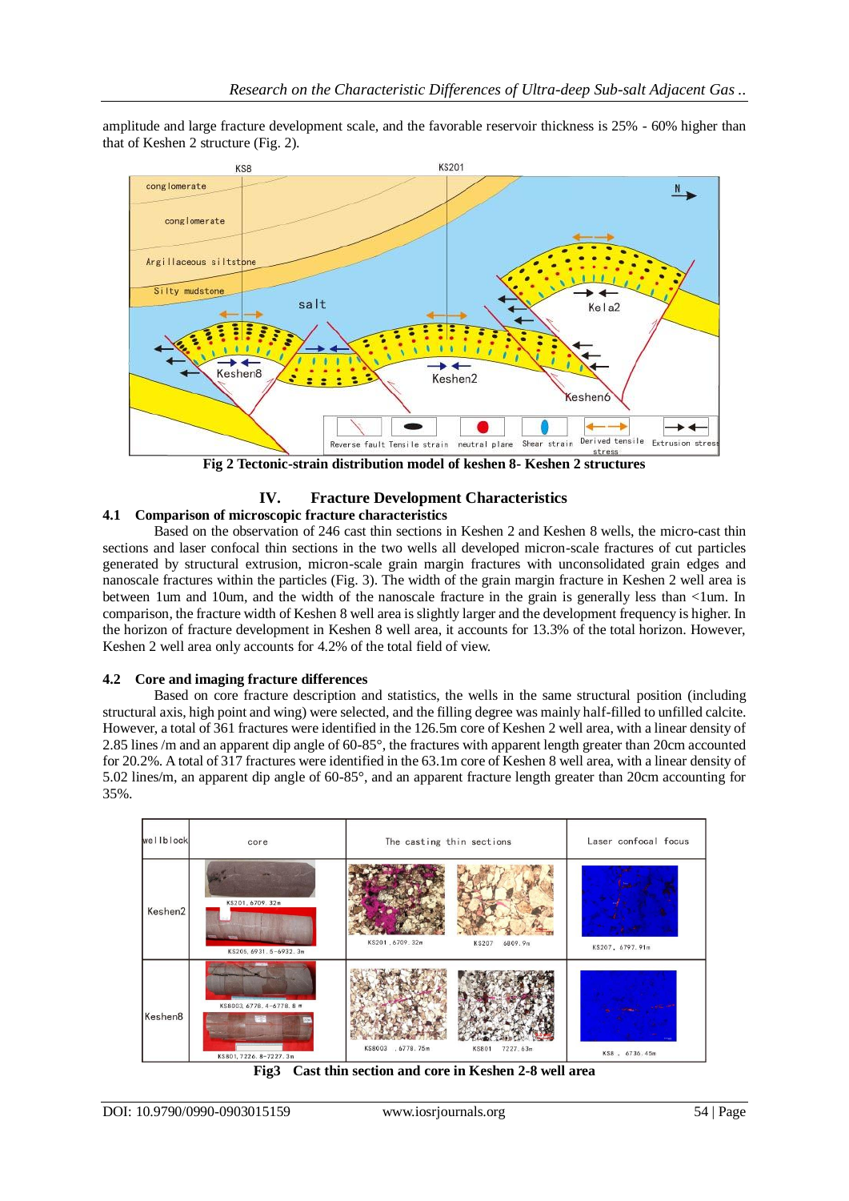amplitude and large fracture development scale, and the favorable reservoir thickness is 25% - 60% higher than that of Keshen 2 structure (Fig. 2).

**Fig 2 Tectonic-strain distribution model of keshen 8- Keshen 2 structures**

## IV. Fracture Development Characteristics

### 4.1 Comparison of microscopic fracture characteristics

Based on the observation of 246 cast thin sections in Keshen 2 and Keshen 8 wells, the micro-cast thin sections and laser confocal thin sections in the two wells all developed micron-scale fractures of cut particles generated by structural extrusion, micron-scale grain margin fractures with unconsolidated grain edges and nanoscale fractures within the particles (Fig. 3). The width of the grain margin fracture in Keshen 2 well area is between 1um and 10um, and the width of the nanoscale fracture in the grain is generally less than <1um. In comparison, the fracture width of Keshen 8 well area is slightly larger and the development frequency is higher. In the horizon of fracture development in Keshen 8 well area, it accounts for 13.3% of the total horizon. However, Keshen 2 well area only accounts for 4.2% of the total field of view.

### 4.2 Core and imaging fracture differences

Based on core fracture description and statistics, the wells in the same structural position (including structural axis, high point and wing) were selected, and the filling degree was mainly half-filled to unfilled calcite. However, a total of 361 fractures were identified in the 126.5m core of Keshen 2 well area, with a linear density of 2.85 lines /m and an apparent dip angle of 60-85°, the fractures with apparent length greater than 20cm accounted for 20.2%. A total of 317 fractures were identified in the 63.1m core of Keshen 8 well area, with a linear density of 5.02 lines/m, an apparent dip angle of 60-85°, and an apparent fracture length greater than 20cm accounting for 35%.

**Fig3 Cast thin section and core in Keshen 2-8 well area**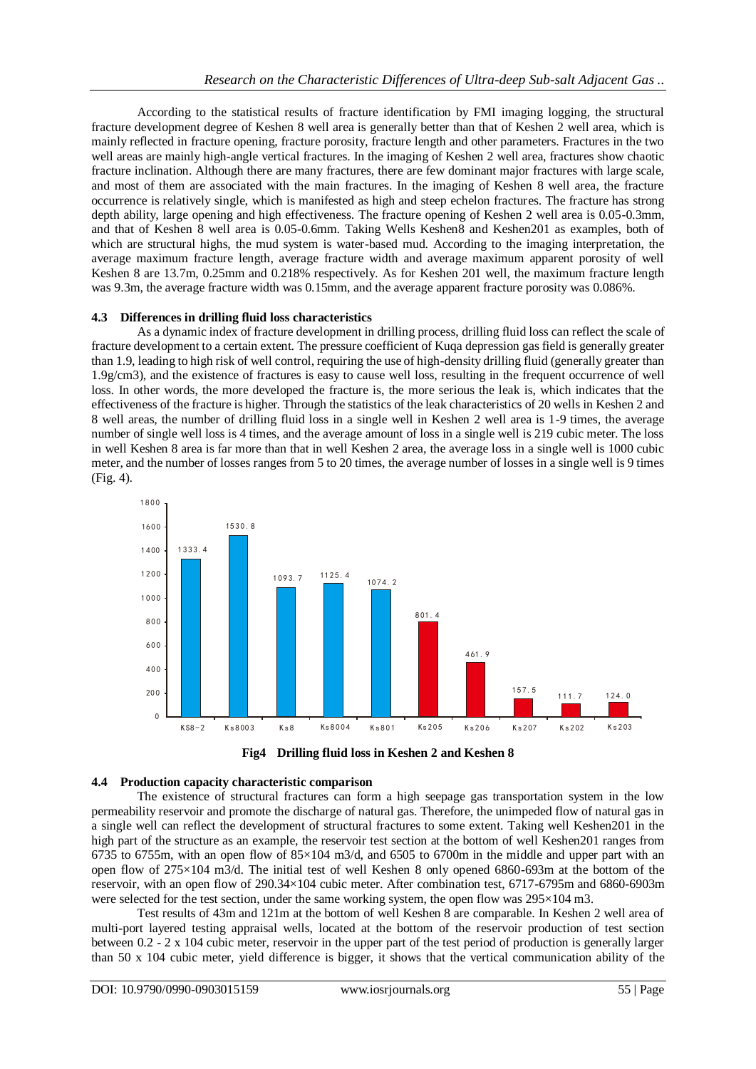According to the statistical results of fracture identification by FMI imaging logging, the structural fracture development degree of Keshen 8 well area is generally better than that of Keshen 2 well area, which is mainly reflected in fracture opening, fracture porosity, fracture length and other parameters. Fractures in the two well areas are mainly high-angle vertical fractures. In the imaging of Keshen 2 well area, fractures show chaotic fracture inclination. Although there are many fractures, there are few dominant major fractures with large scale, and most of them are associated with the main fractures. In the imaging of Keshen 8 well area, the fracture occurrence is relatively single, which is manifested as high and steep echelon fractures. The fracture has strong depth ability, large opening and high effectiveness. The fracture opening of Keshen 2 well area is 0.05-0.3mm, and that of Keshen 8 well area is 0.05-0.6mm. Taking Wells Keshen8 and Keshen201 as examples, both of which are structural highs, the mud system is water-based mud. According to the imaging interpretation, the average maximum fracture length, average fracture width and average maximum apparent porosity of well Keshen 8 are 13.7m, 0.25mm and 0.218% respectively. As for Keshen 201 well, the maximum fracture length was 9.3m, the average fracture width was 0.15mm, and the average apparent fracture porosity was 0.086%.

### 4.3 Differences in drilling fluid loss characteristics

As a dynamic index of fracture development in drilling process, drilling fluid loss can reflect the scale of fracture development to a certain extent. The pressure coefficient of Kuqa depression gas field is generally greater than 1.9, leading to high risk of well control, requiring the use of high-density drilling fluid (generally greater than 1.9g/cm3), and the existence of fractures is easy to cause well loss, resulting in the frequent occurrence of well loss. In other words, the more developed the fracture is, the more serious the leak is, which indicates that the effectiveness of the fracture is higher. Through the statistics of the leak characteristics of 20 wells in Keshen 2 and 8 well areas, the number of drilling fluid loss in a single well in Keshen 2 well area is 1-9 times, the average number of single well loss is 4 times, and the average amount of loss in a single well is 219 cubic meter. The loss in well Keshen 8 area is far more than that in well Keshen 2 area, the average loss in a single well is 1000 cubic meter, and the number of losses ranges from 5 to 20 times, the average number of losses in a single well is 9 times (Fig. 4).

| Well | KS8-2 | Ks8003 | Ks8 | Ks8004 | Ks801 | Ks205 | Ks206 | Ks207 | Ks202 | Ks203 |
|---|---|---|---|---|---|---|---|---|---|---|
| Drilling fluid loss | 1333.4 | 1530.8 | 1093.7 | 1125.4 | 1074.2 | 801.4 | 461.9 | 157.5 | 111.7 | 124.0 |

**Fig4 Drilling fluid loss in Keshen 2 and Keshen 8**

### 4.4 Production capacity characteristic comparison

The existence of structural fractures can form a high seepage gas transportation system in the low permeability reservoir and promote the discharge of natural gas. Therefore, the unimpeded flow of natural gas in a single well can reflect the development of structural fractures to some extent. Taking well Keshen201 in the high part of the structure as an example, the reservoir test section at the bottom of well Keshen201 ranges from 6735 to 6755m, with an open flow of 85×104 m3/d, and 6505 to 6700m in the middle and upper part with an open flow of 275×104 m3/d. The initial test of well Keshen 8 only opened 6860-693m at the bottom of the reservoir, with an open flow of 290.34×104 cubic meter. After combination test, 6717-6795m and 6860-6903m were selected for the test section, under the same working system, the open flow was 295×104 m3.

Test results of 43m and 121m at the bottom of well Keshen 8 are comparable. In Keshen 2 well area of multi-port layered testing appraisal wells, located at the bottom of the reservoir production of test section between 0.2 - 2 x 104 cubic meter, reservoir in the upper part of the test period of production is generally larger than 50 x 104 cubic meter, yield difference is bigger, it shows that the vertical communication ability of the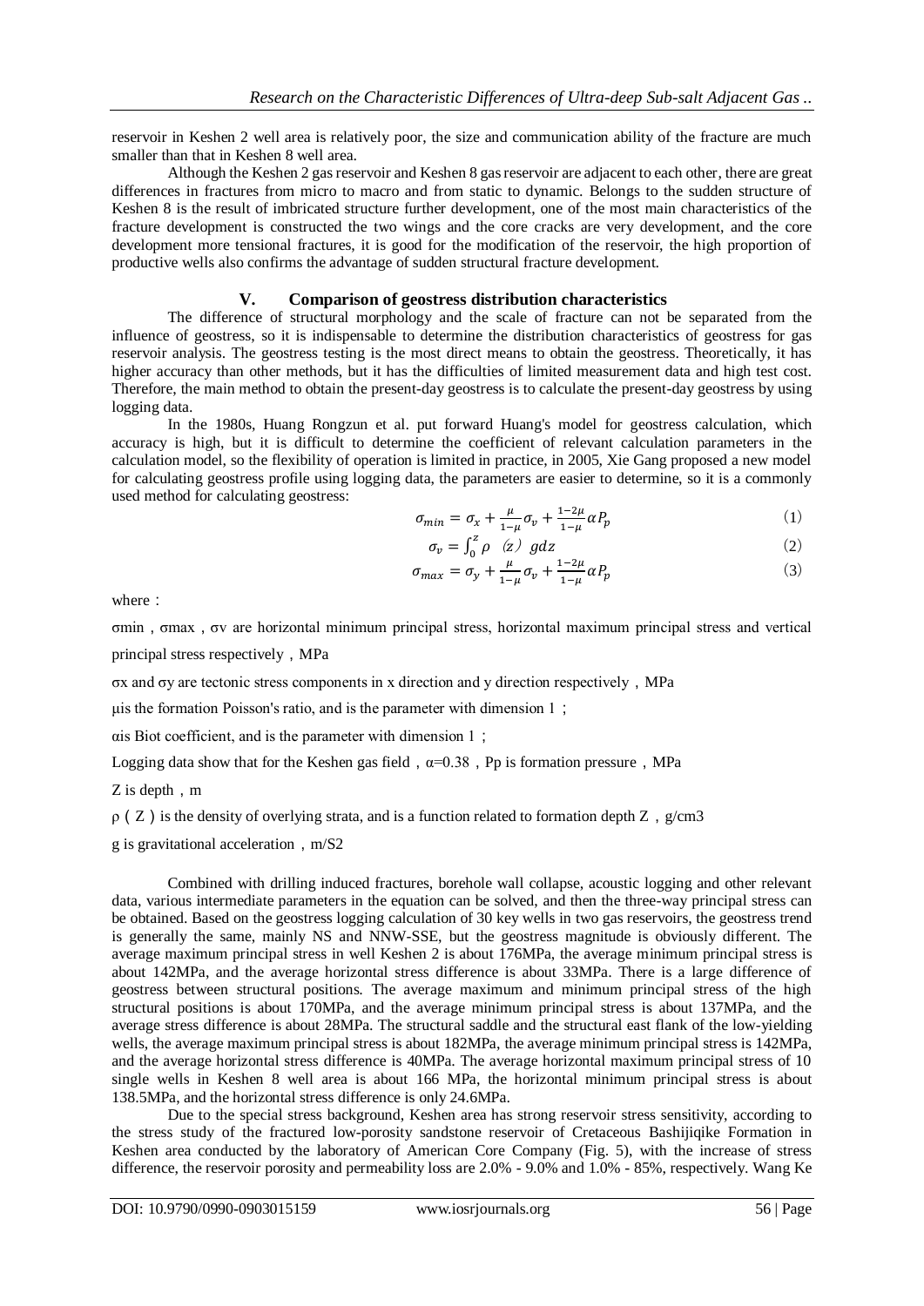reservoir in Keshen 2 well area is relatively poor, the size and communication ability of the fracture are much smaller than that in Keshen 8 well area.

Although the Keshen 2 gas reservoir and Keshen 8 gas reservoir are adjacent to each other, there are great differences in fractures from micro to macro and from static to dynamic. Belongs to the sudden structure of Keshen 8 is the result of imbricated structure further development, one of the most main characteristics of the fracture development is constructed the two wings and the core cracks are very development, and the core development more tensional fractures, it is good for the modification of the reservoir, the high proportion of productive wells also confirms the advantage of sudden structural fracture development.

## V. Comparison of geostress distribution characteristics

The difference of structural morphology and the scale of fracture can not be separated from the influence of geostress, so it is indispensable to determine the distribution characteristics of geostress for gas reservoir analysis. The geostress testing is the most direct means to obtain the geostress. Theoretically, it has higher accuracy than other methods, but it has the difficulties of limited measurement data and high test cost. Therefore, the main method to obtain the present-day geostress is to calculate the present-day geostress by using logging data.

In the 1980s, Huang Rongzun et al. put forward Huang's model for geostress calculation, which accuracy is high, but it is difficult to determine the coefficient of relevant calculation parameters in the calculation model, so the flexibility of operation is limited in practice, in 2005, Xie Gang proposed a new model for calculating geostress profile using logging data, the parameters are easier to determine, so it is a commonly used method for calculating geostress:

$$\sigma_{min} = \sigma_x + \frac{\mu}{1-\mu}\sigma_v + \frac{1-2\mu}{1-\mu}\alpha P_p \tag{1}$$

$$\sigma_v = \int_0^z \rho(z)\, gdz \tag{2}$$

$$\sigma_{max} = \sigma_y + \frac{\mu}{1-\mu}\sigma_v + \frac{1-2\mu}{1-\mu}\alpha P_p \tag{3}$$

where：

$\sigma_{min}$ , $\sigma_{max}$ , $\sigma_v$ are horizontal minimum principal stress, horizontal maximum principal stress and vertical principal stress respectively，MPa

$\sigma_x$ and $\sigma_y$ are tectonic stress components in x direction and y direction respectively，MPa

$\mu$ is the formation Poisson's ratio, and is the parameter with dimension 1；

$\alpha$ is Biot coefficient, and is the parameter with dimension 1；

Logging data show that for the Keshen gas field，$\alpha$=0.38，Pp is formation pressure，MPa

Z is depth，m

$\rho(Z)$ is the density of overlying strata, and is a function related to formation depth Z，g/cm3

g is gravitational acceleration，m/S2

Combined with drilling induced fractures, borehole wall collapse, acoustic logging and other relevant data, various intermediate parameters in the equation can be solved, and then the three-way principal stress can be obtained. Based on the geostress logging calculation of 30 key wells in two gas reservoirs, the geostress trend is generally the same, mainly NS and NNW-SSE, but the geostress magnitude is obviously different. The average maximum principal stress in well Keshen 2 is about 176MPa, the average minimum principal stress is about 142MPa, and the average horizontal stress difference is about 33MPa. There is a large difference of geostress between structural positions. The average maximum and minimum principal stress of the high structural positions is about 170MPa, and the average minimum principal stress is about 137MPa, and the average stress difference is about 28MPa. The structural saddle and the structural east flank of the low-yielding wells, the average maximum principal stress is about 182MPa, the average minimum principal stress is 142MPa, and the average horizontal stress difference is 40MPa. The average horizontal maximum principal stress of 10 single wells in Keshen 8 well area is about 166 MPa, the horizontal minimum principal stress is about 138.5MPa, and the horizontal stress difference is only 24.6MPa.

Due to the special stress background, Keshen area has strong reservoir stress sensitivity, according to the stress study of the fractured low-porosity sandstone reservoir of Cretaceous Bashijiqike Formation in Keshen area conducted by the laboratory of American Core Company (Fig. 5), with the increase of stress difference, the reservoir porosity and permeability loss are 2.0% - 9.0% and 1.0% - 85%, respectively. Wang Ke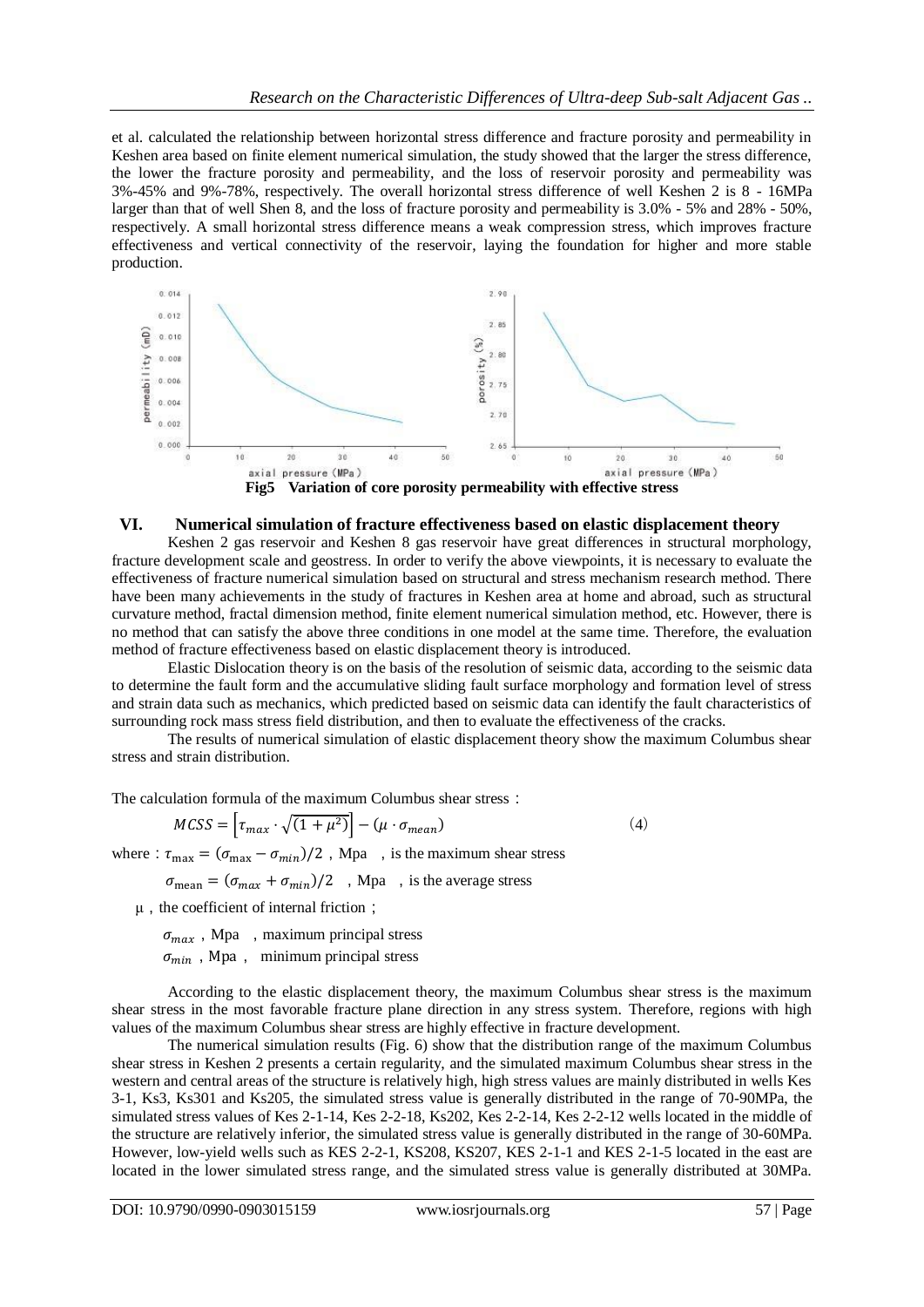et al. calculated the relationship between horizontal stress difference and fracture porosity and permeability in Keshen area based on finite element numerical simulation, the study showed that the larger the stress difference, the lower the fracture porosity and permeability, and the loss of reservoir porosity and permeability was 3%-45% and 9%-78%, respectively. The overall horizontal stress difference of well Keshen 2 is 8 - 16MPa larger than that of well Shen 8, and the loss of fracture porosity and permeability is 3.0% - 5% and 28% - 50%, respectively. A small horizontal stress difference means a weak compression stress, which improves fracture effectiveness and vertical connectivity of the reservoir, laying the foundation for higher and more stable production.

**Fig5 Variation of core porosity permeability with effective stress**

## VI. Numerical simulation of fracture effectiveness based on elastic displacement theory

Keshen 2 gas reservoir and Keshen 8 gas reservoir have great differences in structural morphology, fracture development scale and geostress. In order to verify the above viewpoints, it is necessary to evaluate the effectiveness of fracture numerical simulation based on structural and stress mechanism research method. There have been many achievements in the study of fractures in Keshen area at home and abroad, such as structural curvature method, fractal dimension method, finite element numerical simulation method, etc. However, there is no method that can satisfy the above three conditions in one model at the same time. Therefore, the evaluation method of fracture effectiveness based on elastic displacement theory is introduced.

Elastic Dislocation theory is on the basis of the resolution of seismic data, according to the seismic data to determine the fault form and the accumulative sliding fault surface morphology and formation level of stress and strain data such as mechanics, which predicted based on seismic data can identify the fault characteristics of surrounding rock mass stress field distribution, and then to evaluate the effectiveness of the cracks.

The results of numerical simulation of elastic displacement theory show the maximum Columbus shear stress and strain distribution.

The calculation formula of the maximum Columbus shear stress：

$$MCSS = \left[\tau_{max} \cdot \sqrt{(1+\mu^2)}\right] - (\mu \cdot \sigma_{mean}) \quad (4)$$

where：$\tau_{\max} = (\sigma_{\max} - \sigma_{min})/2$，Mpa ，is the maximum shear stress

$\sigma_{\mathrm{mean}} = (\sigma_{max} + \sigma_{min})/2$ ，Mpa ，is the average stress

μ，the coefficient of internal friction；

$\sigma_{max}$，Mpa ，maximum principal stress

$\sigma_{min}$，Mpa， minimum principal stress

According to the elastic displacement theory, the maximum Columbus shear stress is the maximum shear stress in the most favorable fracture plane direction in any stress system. Therefore, regions with high values of the maximum Columbus shear stress are highly effective in fracture development.

The numerical simulation results (Fig. 6) show that the distribution range of the maximum Columbus shear stress in Keshen 2 presents a certain regularity, and the simulated maximum Columbus shear stress in the western and central areas of the structure is relatively high, high stress values are mainly distributed in wells Kes 3-1, Ks3, Ks301 and Ks205, the simulated stress value is generally distributed in the range of 70-90MPa, the simulated stress values of Kes 2-1-14, Kes 2-2-18, Ks202, Kes 2-2-14, Kes 2-2-12 wells located in the middle of the structure are relatively inferior, the simulated stress value is generally distributed in the range of 30-60MPa. However, low-yield wells such as KES 2-2-1, KS208, KS207, KES 2-1-1 and KES 2-1-5 located in the east are located in the lower simulated stress range, and the simulated stress value is generally distributed at 30MPa.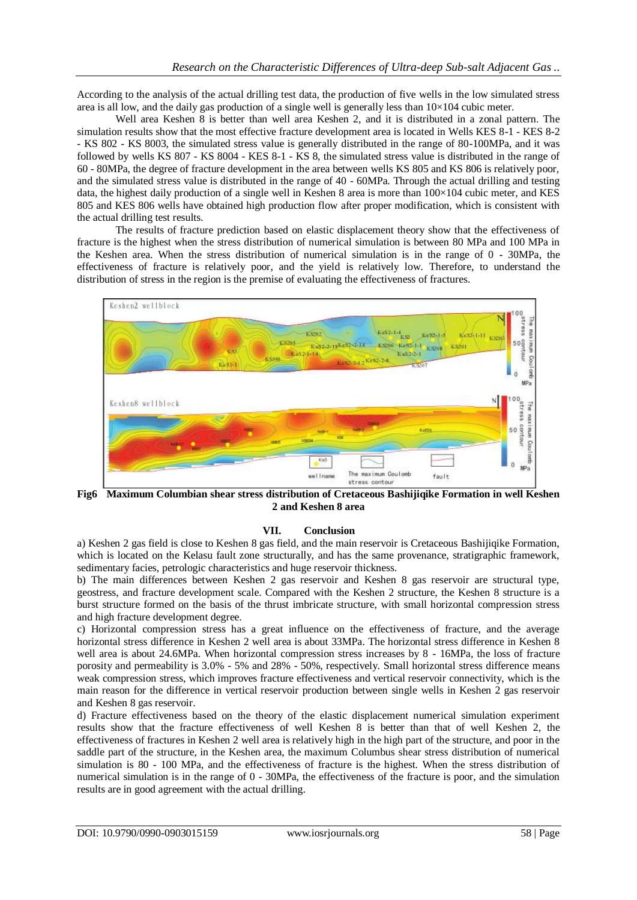According to the analysis of the actual drilling test data, the production of five wells in the low simulated stress area is all low, and the daily gas production of a single well is generally less than 10×104 cubic meter.

Well area Keshen 8 is better than well area Keshen 2, and it is distributed in a zonal pattern. The simulation results show that the most effective fracture development area is located in Wells KES 8-1 - KES 8-2 - KS 802 - KS 8003, the simulated stress value is generally distributed in the range of 80-100MPa, and it was followed by wells KS 807 - KS 8004 - KES 8-1 - KS 8, the simulated stress value is distributed in the range of 60 - 80MPa, the degree of fracture development in the area between wells KS 805 and KS 806 is relatively poor, and the simulated stress value is distributed in the range of 40 - 60MPa. Through the actual drilling and testing data, the highest daily production of a single well in Keshen 8 area is more than 100×104 cubic meter, and KES 805 and KES 806 wells have obtained high production flow after proper modification, which is consistent with the actual drilling test results.

The results of fracture prediction based on elastic displacement theory show that the effectiveness of fracture is the highest when the stress distribution of numerical simulation is between 80 MPa and 100 MPa in the Keshen area. When the stress distribution of numerical simulation is in the range of 0 - 30MPa, the effectiveness of fracture is relatively poor, and the yield is relatively low. Therefore, to understand the distribution of stress in the region is the premise of evaluating the effectiveness of fractures.

**Fig6 Maximum Columbian shear stress distribution of Cretaceous Bashijiqike Formation in well Keshen 2 and Keshen 8 area**

## VII. Conclusion

a) Keshen 2 gas field is close to Keshen 8 gas field, and the main reservoir is Cretaceous Bashijiqike Formation, which is located on the Kelasu fault zone structurally, and has the same provenance, stratigraphic framework, sedimentary facies, petrologic characteristics and huge reservoir thickness.

b) The main differences between Keshen 2 gas reservoir and Keshen 8 gas reservoir are structural type, geostress, and fracture development scale. Compared with the Keshen 2 structure, the Keshen 8 structure is a burst structure formed on the basis of the thrust imbricate structure, with small horizontal compression stress and high fracture development degree.

c) Horizontal compression stress has a great influence on the effectiveness of fracture, and the average horizontal stress difference in Keshen 2 well area is about 33MPa. The horizontal stress difference in Keshen 8 well area is about 24.6MPa. When horizontal compression stress increases by 8 - 16MPa, the loss of fracture porosity and permeability is 3.0% - 5% and 28% - 50%, respectively. Small horizontal stress difference means weak compression stress, which improves fracture effectiveness and vertical reservoir connectivity, which is the main reason for the difference in vertical reservoir production between single wells in Keshen 2 gas reservoir and Keshen 8 gas reservoir.

d) Fracture effectiveness based on the theory of the elastic displacement numerical simulation experiment results show that the fracture effectiveness of well Keshen 8 is better than that of well Keshen 2, the effectiveness of fractures in Keshen 2 well area is relatively high in the high part of the structure, and poor in the saddle part of the structure, in the Keshen area, the maximum Columbus shear stress distribution of numerical simulation is 80 - 100 MPa, and the effectiveness of fracture is the highest. When the stress distribution of numerical simulation is in the range of 0 - 30MPa, the effectiveness of the fracture is poor, and the simulation results are in good agreement with the actual drilling.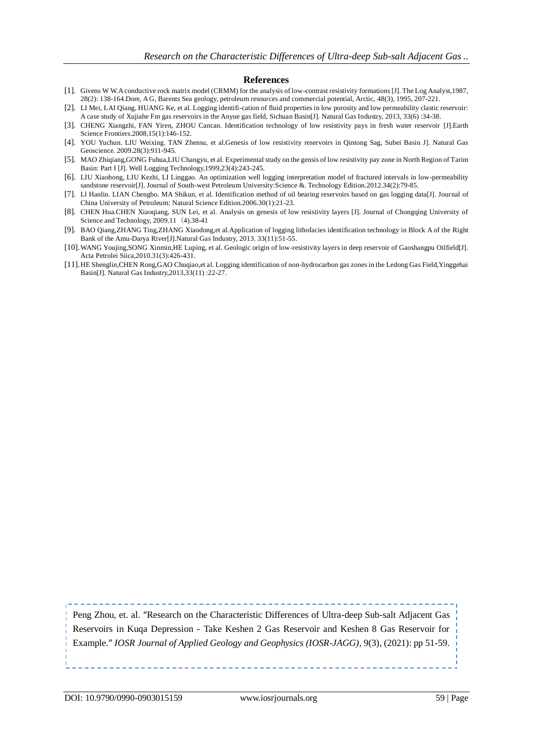## References

[1]. Givens W W.A conductive rock matrix model (CRMM) for the analysis of low-contrast resistivity formations [J]. The Log Analyst,1987, 28(2): 138-164.Dore, A G, Barents Sea geology, petroleum resources and commercial potential, Arctic, 48(3), 1995, 207-221.

[2]. LI Mei, LAI Qiang, HUANG Ke, et al. Logging identifi-cation of fluid properties in low porosity and low permeability clastic reservoir: A case study of Xujiahe Fm gas reservoirs in the Anyue gas field, Sichuan Basin[J]. Natural Gas Industry, 2013, 33(6) :34-38.

[3]. CHENG Xiangzhi, FAN Yiren, ZHOU Cancan. Identification technology of low resistivity pays in fresh water reservoir [J].Earth Science Frontiers.2008,15(1):146-152.

[4]. YOU Yuchun. LIU Weixing. TAN Zhensu, et al.Genesis of low resistivity reservoirs in Qintong Sag, Subei Basin J]. Natural Gas Geoscience. 2009.28(3):911-945.

[5]. MAO Zhiqiang,GONG Fuhua,LIU Changyu, et al. Experimental study on the gensis of low resistivity pay zone in North Region of Tarim Basin: Part I [J]. Well Logging Technology,1999,23(4):243-245.

[6]. LIU Xiaohong, LIU Kezhi, LI Linggao. An optimization well logging interpretation model of fractured intervals in low-permeability sandstone reservoir[J]. Journal of South-west Petroleum University:Science &. Technology Edition.2012.34(2):79-85.

[7]. Ll Hanlin. LIAN Chengbo. MA Shikun, et al. Identification method of oil bearing reservoirs based on gas logging data[J]. Journal of China University of Petroleum: Natural Science Edition.2006.30(1):21-23.

[8]. CHEN Hua.CHEN Xiaoqiang, SUN Lei, et al. Analysis on genesis of low resistivity layers [J]. Journal of Chongqing University of Science and Technology, 2009.11（4).38-41

[9]. BAO Qiang,ZHANG Ting,ZHANG Xiaodong,et al.Application of logging lithofacies identification technology in Block A of the Right Bank of the Amu-Darya River[J].Natural Gas Industry, 2013. 33(11):51-55.

[10]. WANG Youjing,SONG Xinmin,HE Luping, et al. Geologic origin of low-resistivity layers in deep reservoir of Gaoshangpu Oilfield[J]. Acta Petrolei Siica,2010.31(3):426-431.

[11]. HE Shenglin,CHEN Rong,GAO Chuqiao,et al. Logging identification of non-hydrocarbon gas zones in the Ledong Gas Field,Yinggehai Basin[J]. Natural Gas Industry,2013,33(11) :22-27.

Peng Zhou, et. al. "Research on the Characteristic Differences of Ultra-deep Sub-salt Adjacent Gas Reservoirs in Kuqa Depression - Take Keshen 2 Gas Reservoir and Keshen 8 Gas Reservoir for Example." *IOSR Journal of Applied Geology and Geophysics (IOSR-JAGG)*, 9(3), (2021): pp 51-59.